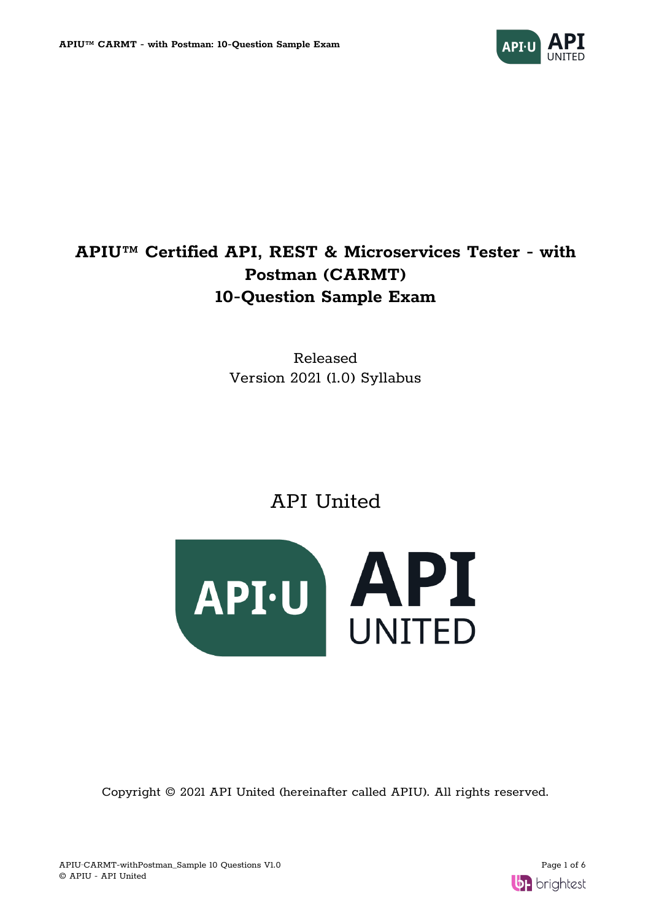# APIU™ Certified API, REST & Microservices Tester - with Postman (CARMT)
# 10-Question Sample Exam

Released
Version 2021 (1.0) Syllabus

API United

Copyright © 2021 API United (hereinafter called APIU). All rights reserved.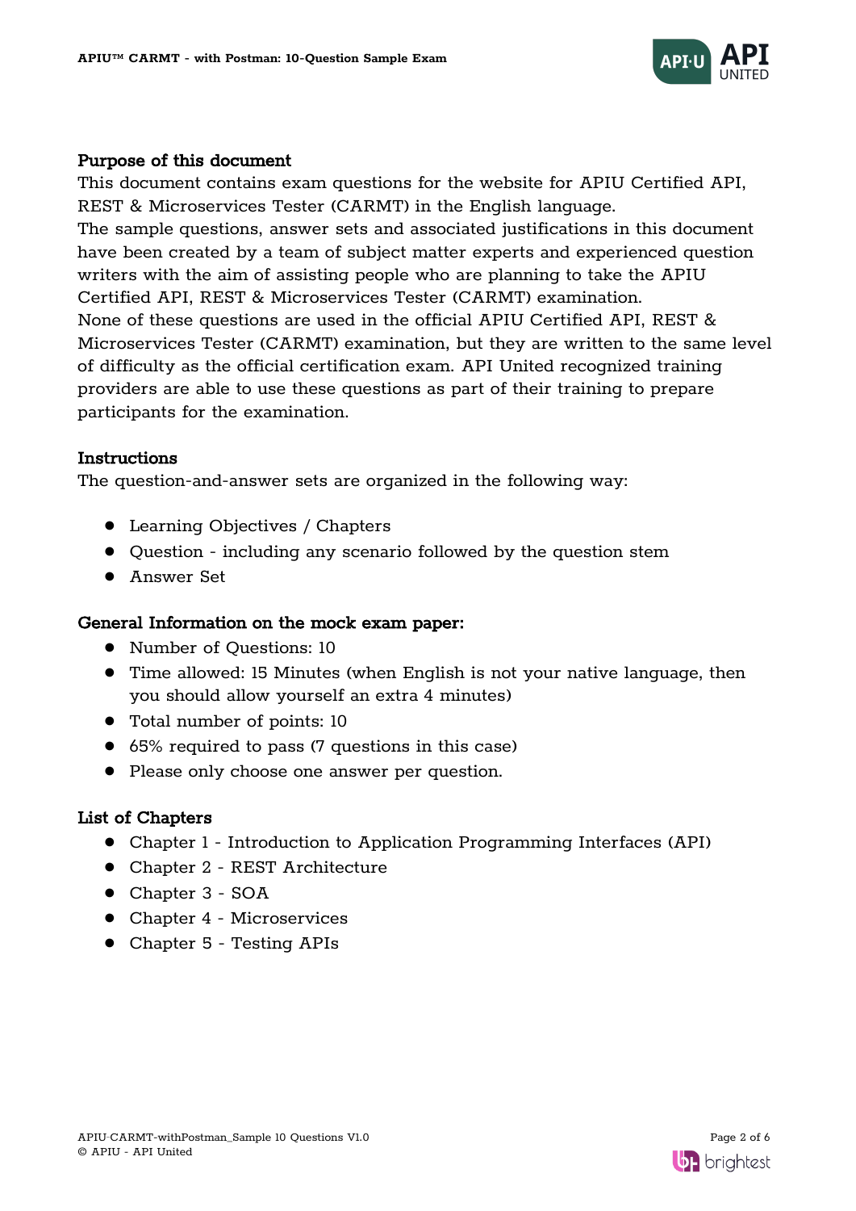## Purpose of this document

This document contains exam questions for the website for APIU Certified API, REST & Microservices Tester (CARMT) in the English language.
The sample questions, answer sets and associated justifications in this document have been created by a team of subject matter experts and experienced question writers with the aim of assisting people who are planning to take the APIU Certified API, REST & Microservices Tester (CARMT) examination.
None of these questions are used in the official APIU Certified API, REST & Microservices Tester (CARMT) examination, but they are written to the same level of difficulty as the official certification exam. API United recognized training providers are able to use these questions as part of their training to prepare participants for the examination.

## Instructions

The question-and-answer sets are organized in the following way:

- Learning Objectives / Chapters
- Question - including any scenario followed by the question stem
- Answer Set

## General Information on the mock exam paper:

- Number of Questions: 10
- Time allowed: 15 Minutes (when English is not your native language, then you should allow yourself an extra 4 minutes)
- Total number of points: 10
- 65% required to pass (7 questions in this case)
- Please only choose one answer per question.

## List of Chapters

- Chapter 1 - Introduction to Application Programming Interfaces (API)
- Chapter 2 - REST Architecture
- Chapter 3 - SOA
- Chapter 4 - Microservices
- Chapter 5 - Testing APIs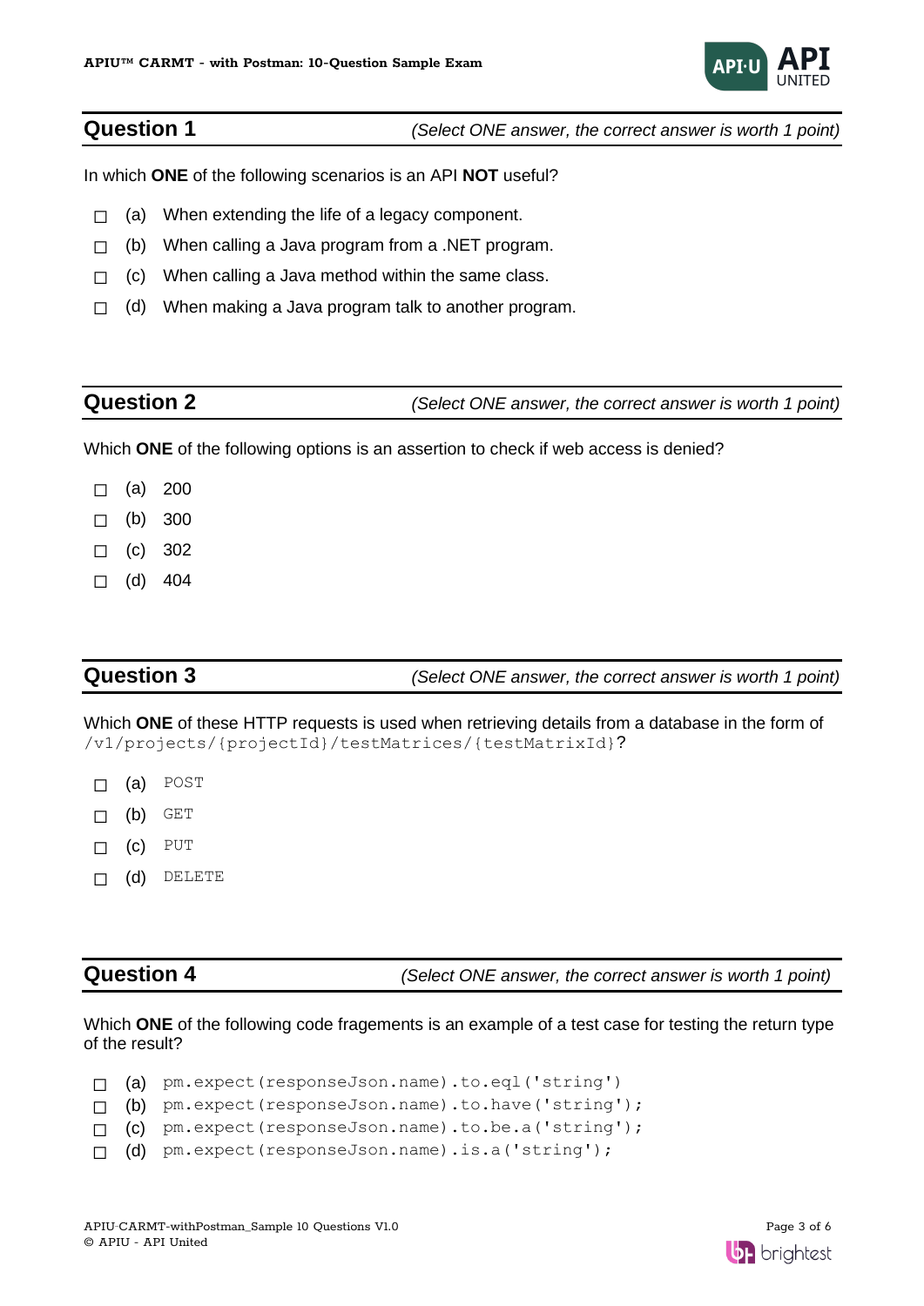## Question 1

*(Select ONE answer, the correct answer is worth 1 point)*

In which **ONE** of the following scenarios is an API **NOT** useful?

- ☐ (a) When extending the life of a legacy component.
- ☐ (b) When calling a Java program from a .NET program.
- ☐ (c) When calling a Java method within the same class.
- ☐ (d) When making a Java program talk to another program.

## Question 2

*(Select ONE answer, the correct answer is worth 1 point)*

Which **ONE** of the following options is an assertion to check if web access is denied?

- ☐ (a) 200
- ☐ (b) 300
- ☐ (c) 302
- ☐ (d) 404

## Question 3

*(Select ONE answer, the correct answer is worth 1 point)*

Which **ONE** of these HTTP requests is used when retrieving details from a database in the form of `/v1/projects/{projectId}/testMatrices/{testMatrixId}`?

- ☐ (a) `POST`
- ☐ (b) `GET`
- ☐ (c) `PUT`
- ☐ (d) `DELETE`

## Question 4

*(Select ONE answer, the correct answer is worth 1 point)*

Which **ONE** of the following code fragements is an example of a test case for testing the return type of the result?

- ☐ (a) `pm.expect(responseJson.name).to.eql('string')`
- ☐ (b) `pm.expect(responseJson.name).to.have('string');`
- ☐ (c) `pm.expect(responseJson.name).to.be.a('string');`
- ☐ (d) `pm.expect(responseJson.name).is.a('string');`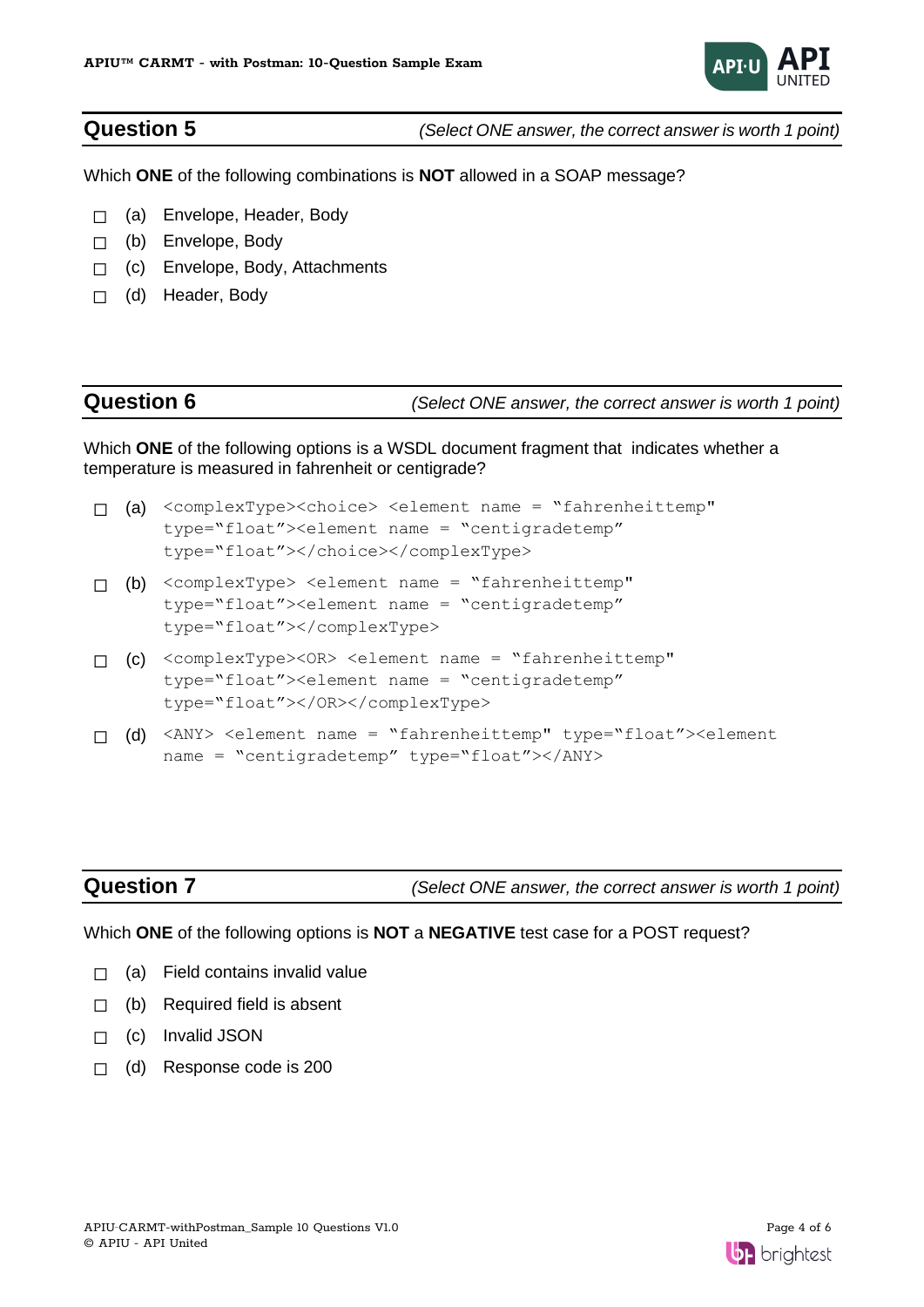## Question 5

*(Select ONE answer, the correct answer is worth 1 point)*

Which **ONE** of the following combinations is **NOT** allowed in a SOAP message?

- ☐ (a) Envelope, Header, Body
- ☐ (b) Envelope, Body
- ☐ (c) Envelope, Body, Attachments
- ☐ (d) Header, Body

## Question 6

*(Select ONE answer, the correct answer is worth 1 point)*

Which **ONE** of the following options is a WSDL document fragment that indicates whether a temperature is measured in fahrenheit or centigrade?

- ☐ (a) `<complexType><choice> <element name = "fahrenheittemp" type="float"><element name = "centigradetemp" type="float"></choice></complexType>`
- ☐ (b) `<complexType> <element name = "fahrenheittemp" type="float"><element name = "centigradetemp" type="float"></complexType>`
- ☐ (c) `<complexType><OR> <element name = "fahrenheittemp" type="float"><element name = "centigradetemp" type="float"></OR></complexType>`
- ☐ (d) `<ANY> <element name = "fahrenheittemp" type="float"><element name = "centigradetemp" type="float"></ANY>`

## Question 7

*(Select ONE answer, the correct answer is worth 1 point)*

Which **ONE** of the following options is **NOT** a **NEGATIVE** test case for a POST request?

- ☐ (a) Field contains invalid value
- ☐ (b) Required field is absent
- ☐ (c) Invalid JSON
- ☐ (d) Response code is 200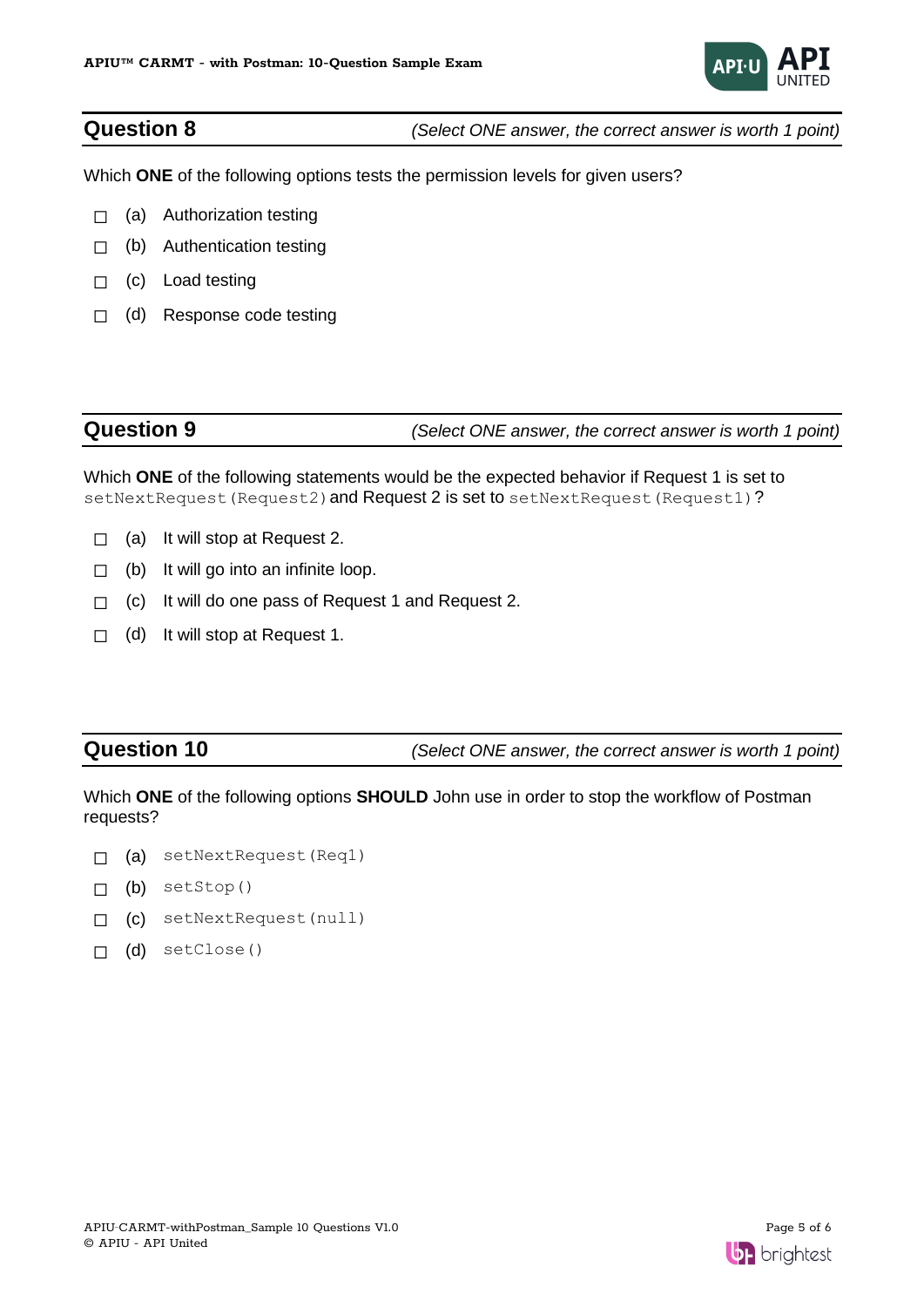## Question 8

*(Select ONE answer, the correct answer is worth 1 point)*

Which **ONE** of the following options tests the permission levels for given users?

- ☐ (a) Authorization testing
- ☐ (b) Authentication testing
- ☐ (c) Load testing
- ☐ (d) Response code testing

## Question 9

*(Select ONE answer, the correct answer is worth 1 point)*

Which **ONE** of the following statements would be the expected behavior if Request 1 is set to `setNextRequest(Request2)` and Request 2 is set to `setNextRequest(Request1)`?

- ☐ (a) It will stop at Request 2.
- ☐ (b) It will go into an infinite loop.
- ☐ (c) It will do one pass of Request 1 and Request 2.
- ☐ (d) It will stop at Request 1.

## Question 10

*(Select ONE answer, the correct answer is worth 1 point)*

Which **ONE** of the following options **SHOULD** John use in order to stop the workflow of Postman requests?

- ☐ (a) `setNextRequest(Req1)`
- ☐ (b) `setStop()`
- ☐ (c) `setNextRequest(null)`
- ☐ (d) `setClose()`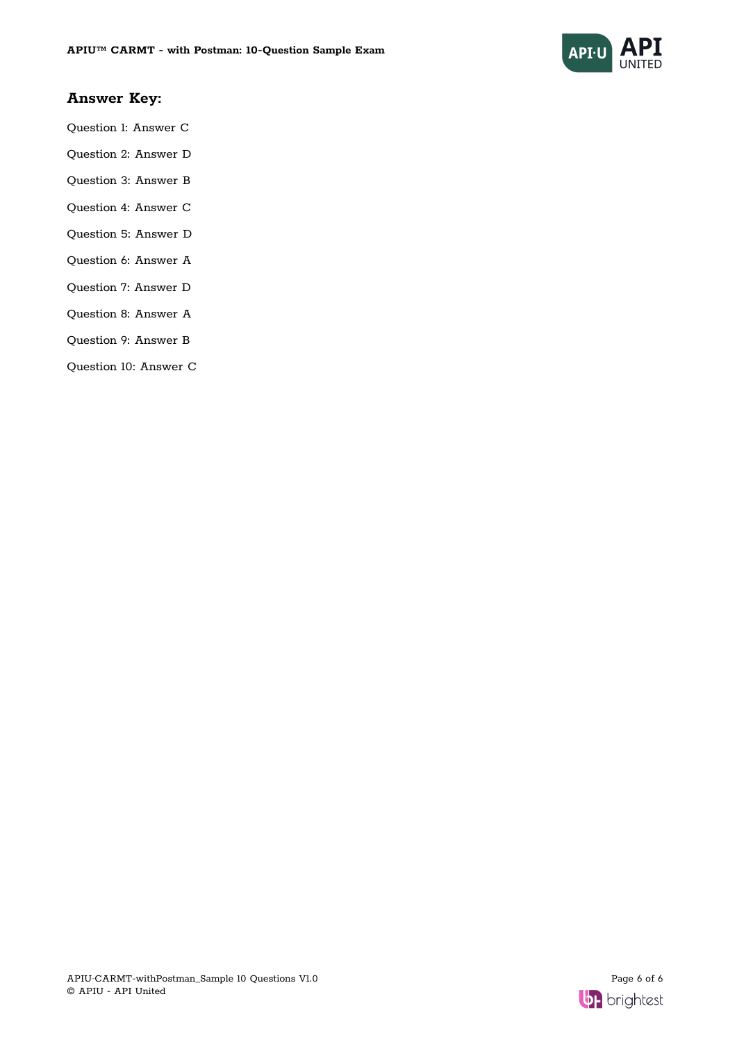## Answer Key:

Question 1: Answer C

Question 2: Answer D

Question 3: Answer B

Question 4: Answer C

Question 5: Answer D

Question 6: Answer A

Question 7: Answer D

Question 8: Answer A

Question 9: Answer B

Question 10: Answer C